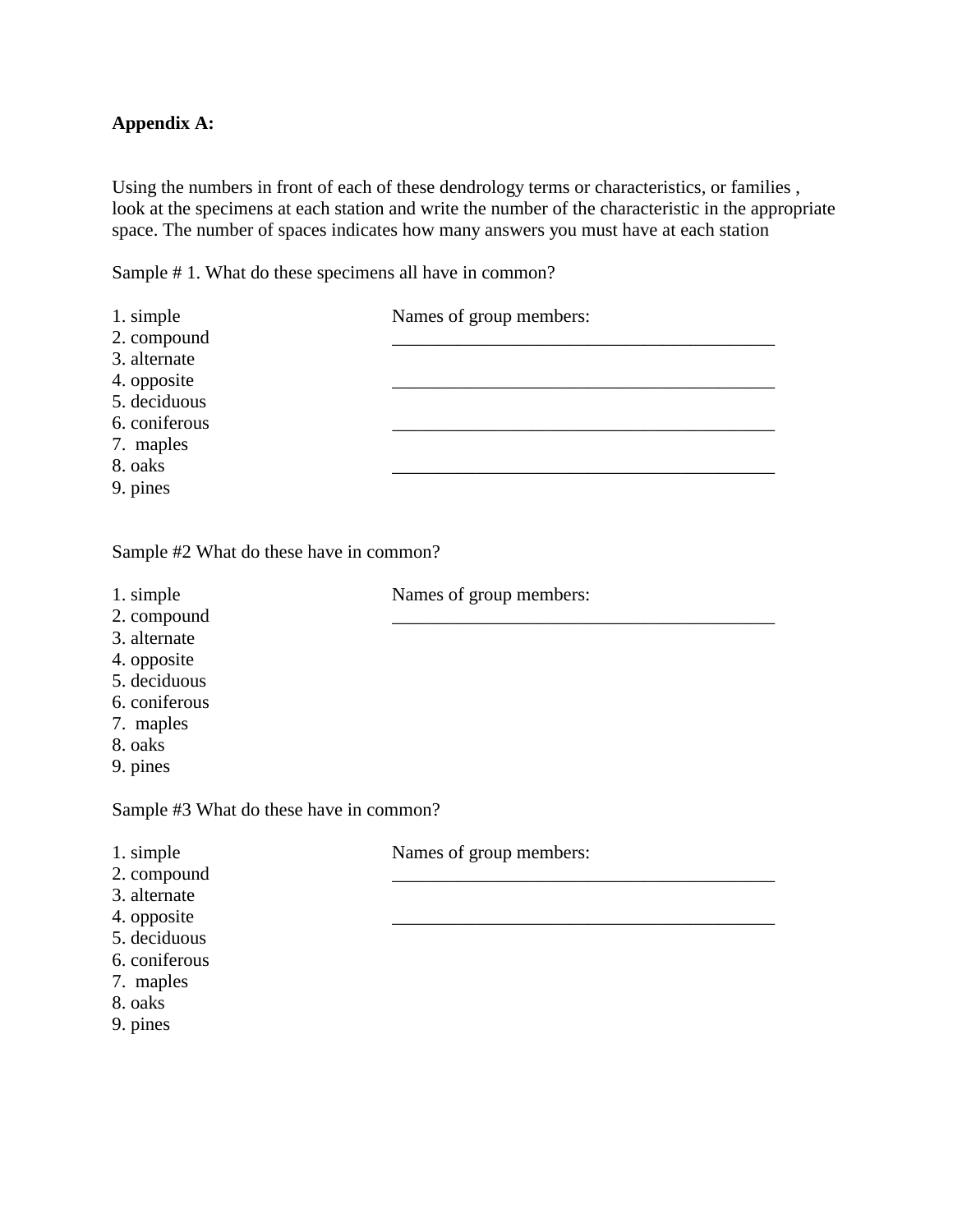**Appendix A:**

Using the numbers in front of each of these dendrology terms or characteristics, or families , look at the specimens at each station and write the number of the characteristic in the appropriate space. The number of spaces indicates how many answers you must have at each station

Sample # 1. What do these specimens all have in common?

1. simple
2. compound
3. alternate
4. opposite
5. deciduous
6. coniferous
7. maples
8. oaks
9. pines

Names of group members:

__________________________________________

__________________________________________

__________________________________________

__________________________________________

Sample #2 What do these have in common?

1. simple
2. compound
3. alternate
4. opposite
5. deciduous
6. coniferous
7. maples
8. oaks
9. pines

Names of group members:

__________________________________________

Sample #3 What do these have in common?

1. simple
2. compound
3. alternate
4. opposite
5. deciduous
6. coniferous
7. maples
8. oaks
9. pines

Names of group members:

__________________________________________

__________________________________________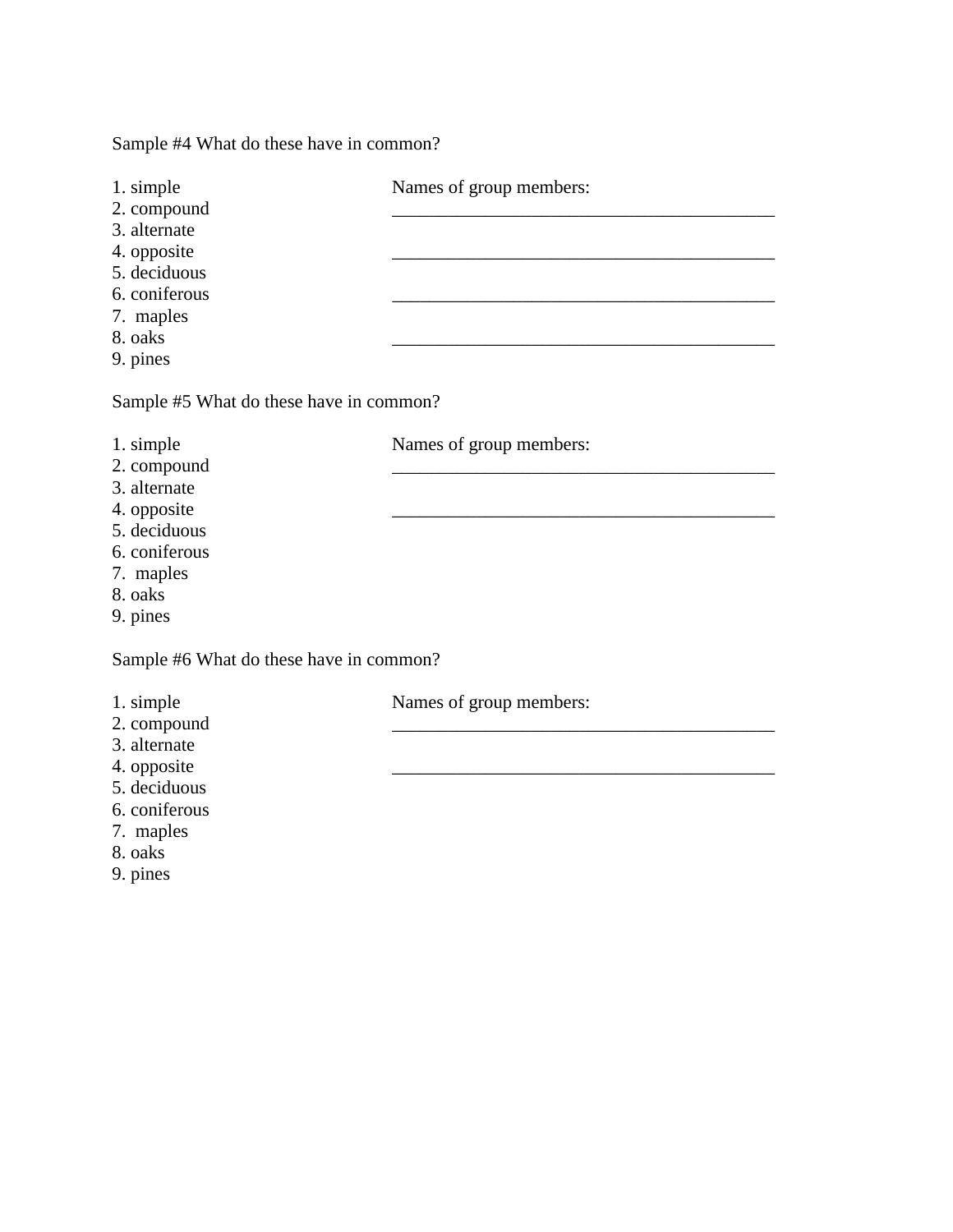Sample #4 What do these have in common?

1. simple
2. compound
3. alternate
4. opposite
5. deciduous
6. coniferous
7. maples
8. oaks
9. pines

Names of group members:

___________________________________________

___________________________________________

___________________________________________

___________________________________________

Sample #5 What do these have in common?

1. simple
2. compound
3. alternate
4. opposite
5. deciduous
6. coniferous
7. maples
8. oaks
9. pines

Names of group members:

___________________________________________

___________________________________________

Sample #6 What do these have in common?

1. simple
2. compound
3. alternate
4. opposite
5. deciduous
6. coniferous
7. maples
8. oaks
9. pines

Names of group members:

___________________________________________

___________________________________________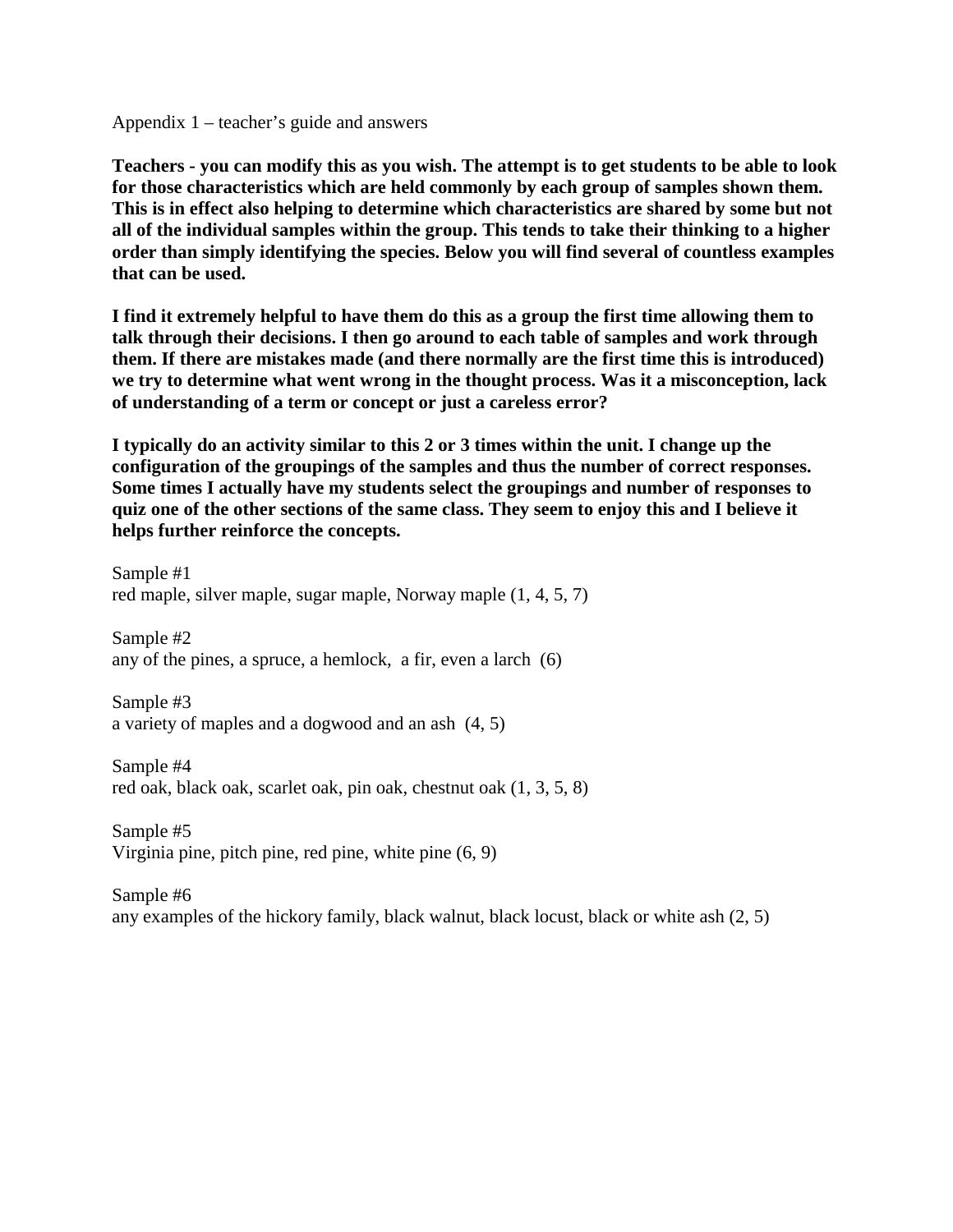Appendix 1 – teacher's guide and answers

**Teachers - you can modify this as you wish. The attempt is to get students to be able to look for those characteristics which are held commonly by each group of samples shown them. This is in effect also helping to determine which characteristics are shared by some but not all of the individual samples within the group. This tends to take their thinking to a higher order than simply identifying the species. Below you will find several of countless examples that can be used.**

**I find it extremely helpful to have them do this as a group the first time allowing them to talk through their decisions. I then go around to each table of samples and work through them. If there are mistakes made (and there normally are the first time this is introduced) we try to determine what went wrong in the thought process. Was it a misconception, lack of understanding of a term or concept or just a careless error?**

**I typically do an activity similar to this 2 or 3 times within the unit. I change up the configuration of the groupings of the samples and thus the number of correct responses. Some times I actually have my students select the groupings and number of responses to quiz one of the other sections of the same class. They seem to enjoy this and I believe it helps further reinforce the concepts.**

Sample #1
red maple, silver maple, sugar maple, Norway maple (1, 4, 5, 7)

Sample #2
any of the pines, a spruce, a hemlock, a fir, even a larch (6)

Sample #3
a variety of maples and a dogwood and an ash (4, 5)

Sample #4
red oak, black oak, scarlet oak, pin oak, chestnut oak (1, 3, 5, 8)

Sample #5
Virginia pine, pitch pine, red pine, white pine (6, 9)

Sample #6
any examples of the hickory family, black walnut, black locust, black or white ash (2, 5)